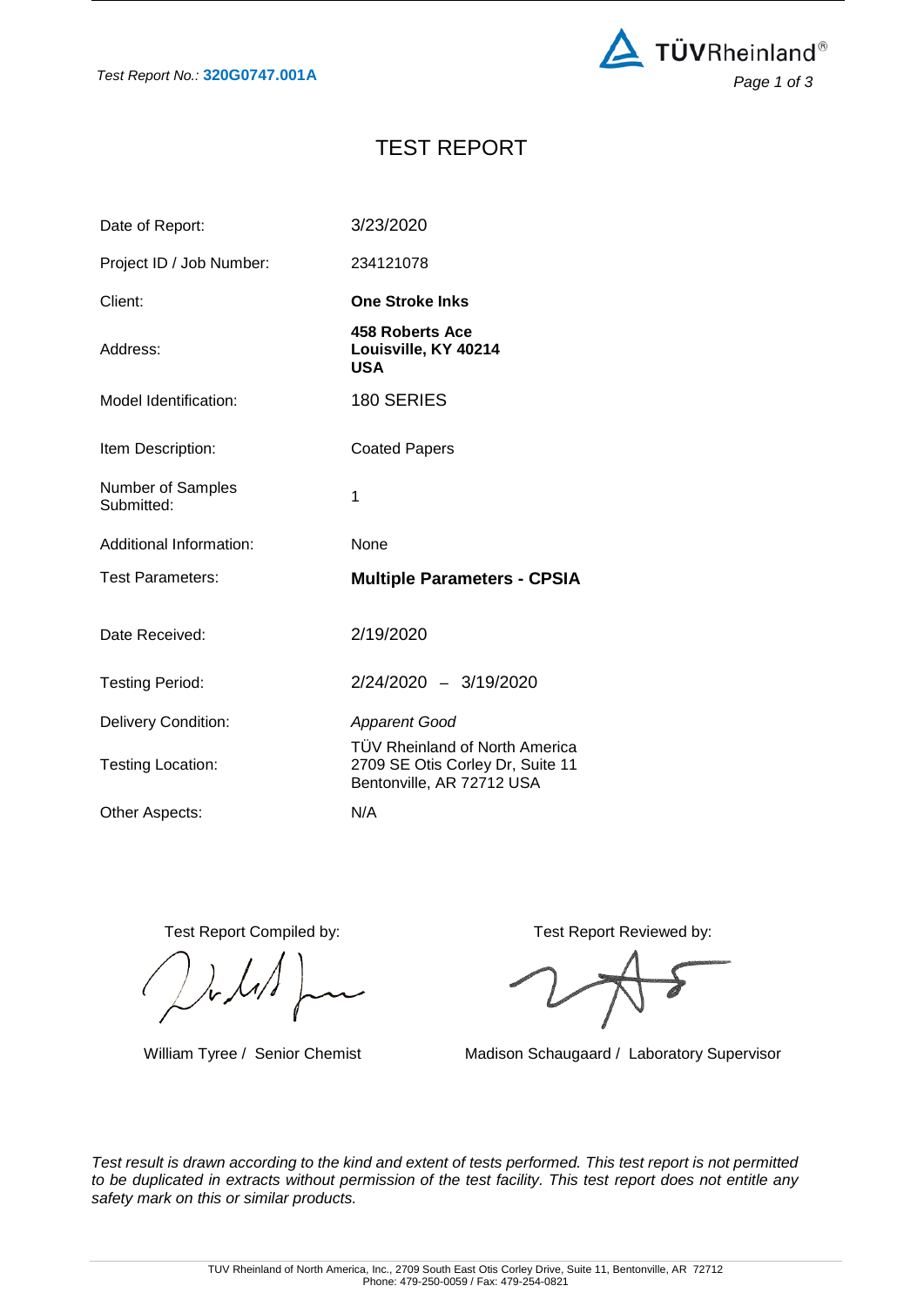Test Report No.: **320G0747.001A**

# TEST REPORT

| | |
|---|---|
| Date of Report: | 3/23/2020 |
| Project ID / Job Number: | 234121078 |
| Client: | **One Stroke Inks** |
| Address: | **458 Roberts Ace Louisville, KY 40214 USA** |
| Model Identification: | 180 SERIES |
| Item Description: | Coated Papers |
| Number of Samples Submitted: | 1 |
| Additional Information: | None |
| Test Parameters: | **Multiple Parameters - CPSIA** |
| Date Received: | 2/19/2020 |
| Testing Period: | 2/24/2020 – 3/19/2020 |
| Delivery Condition: | *Apparent Good* |
| Testing Location: | TÜV Rheinland of North America 2709 SE Otis Corley Dr, Suite 11 Bentonville, AR 72712 USA |
| Other Aspects: | N/A |

| Test Report Compiled by: | Test Report Reviewed by: |
|---|---|
| William Tyree / Senior Chemist | Madison Schaugaard / Laboratory Supervisor |

*Test result is drawn according to the kind and extent of tests performed. This test report is not permitted to be duplicated in extracts without permission of the test facility. This test report does not entitle any safety mark on this or similar products.*

TUV Rheinland of North America, Inc., 2709 South East Otis Corley Drive, Suite 11, Bentonville, AR 72712
Phone: 479-250-0059 / Fax: 479-254-0821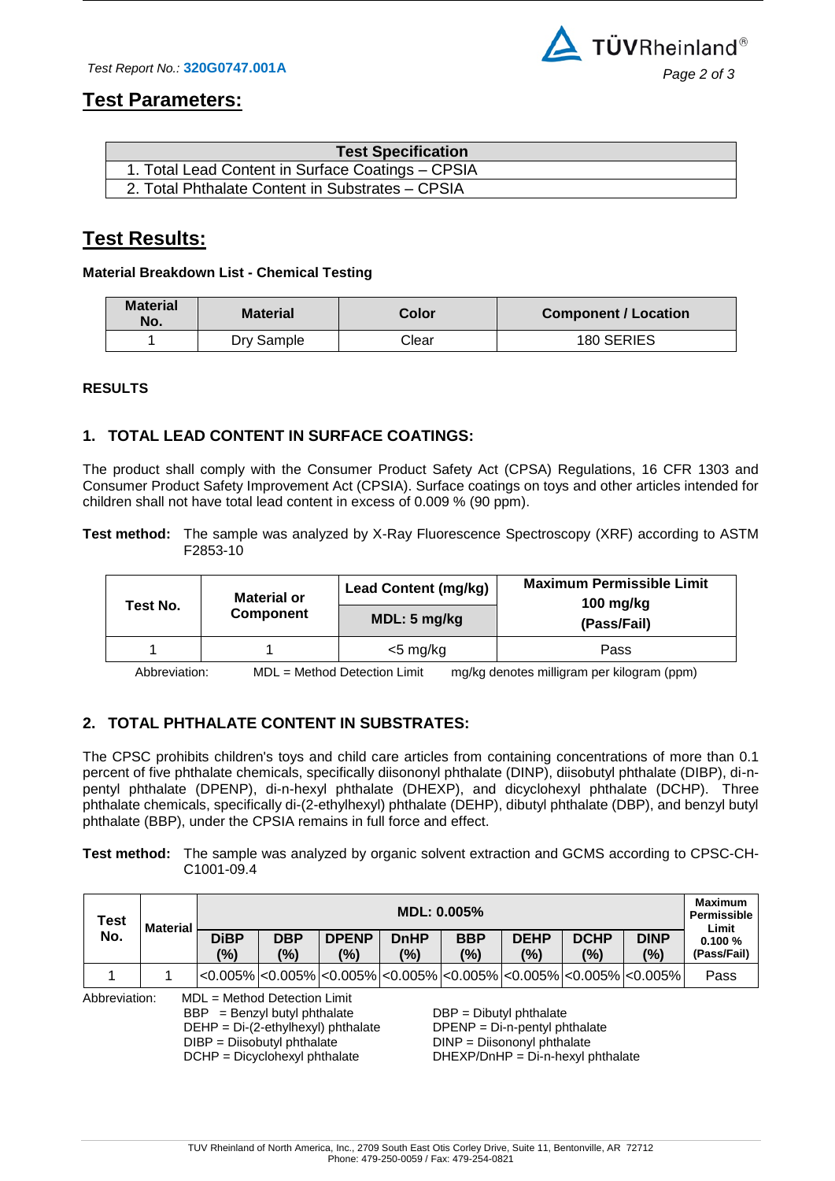## Test Parameters:

| Test Specification |
|---|
| 1. Total Lead Content in Surface Coatings – CPSIA |
| 2. Total Phthalate Content in Substrates – CPSIA |

## Test Results:

**Material Breakdown List - Chemical Testing**

| Material No. | Material | Color | Component / Location |
|---|---|---|---|
| 1 | Dry Sample | Clear | 180 SERIES |

**RESULTS**

### 1. TOTAL LEAD CONTENT IN SURFACE COATINGS:

The product shall comply with the Consumer Product Safety Act (CPSA) Regulations, 16 CFR 1303 and Consumer Product Safety Improvement Act (CPSIA). Surface coatings on toys and other articles intended for children shall not have total lead content in excess of 0.009 % (90 ppm).

**Test method:** The sample was analyzed by X-Ray Fluorescence Spectroscopy (XRF) according to ASTM F2853-10

| Test No. | Material or Component | Lead Content (mg/kg) | Maximum Permissible Limit 100 mg/kg (Pass/Fail) |
|---|---|---|---|
| | | MDL: 5 mg/kg | |
| 1 | 1 | <5 mg/kg | Pass |

Abbreviation: MDL = Method Detection Limit mg/kg denotes milligram per kilogram (ppm)

### 2. TOTAL PHTHALATE CONTENT IN SUBSTRATES:

The CPSC prohibits children's toys and child care articles from containing concentrations of more than 0.1 percent of five phthalate chemicals, specifically diisononyl phthalate (DINP), diisobutyl phthalate (DIBP), di-n-pentyl phthalate (DPENP), di-n-hexyl phthalate (DHEXP), and dicyclohexyl phthalate (DCHP). Three phthalate chemicals, specifically di-(2-ethylhexyl) phthalate (DEHP), dibutyl phthalate (DBP), and benzyl butyl phthalate (BBP), under the CPSIA remains in full force and effect.

**Test method:** The sample was analyzed by organic solvent extraction and GCMS according to CPSC-CH-C1001-09.4

| Test No. | Material | MDL: 0.005% | | | | | | | | Maximum Permissible Limit 0.100 % (Pass/Fail) |
|---|---|---|---|---|---|---|---|---|---|---|
| | | DiBP (%) | DBP (%) | DPENP (%) | DnHP (%) | BBP (%) | DEHP (%) | DCHP (%) | DINP (%) | |
| 1 | 1 | <0.005% | <0.005% | <0.005% | <0.005% | <0.005% | <0.005% | <0.005% | <0.005% | Pass |

Abbreviation: MDL = Method Detection Limit
BBP = Benzyl butyl phthalate
DBP = Dibutyl phthalate
DEHP = Di-(2-ethylhexyl) phthalate
DPENP = Di-n-pentyl phthalate
DIBP = Diisobutyl phthalate
DINP = Diisononyl phthalate
DCHP = Dicyclohexyl phthalate
DHEXP/DnHP = Di-n-hexyl phthalate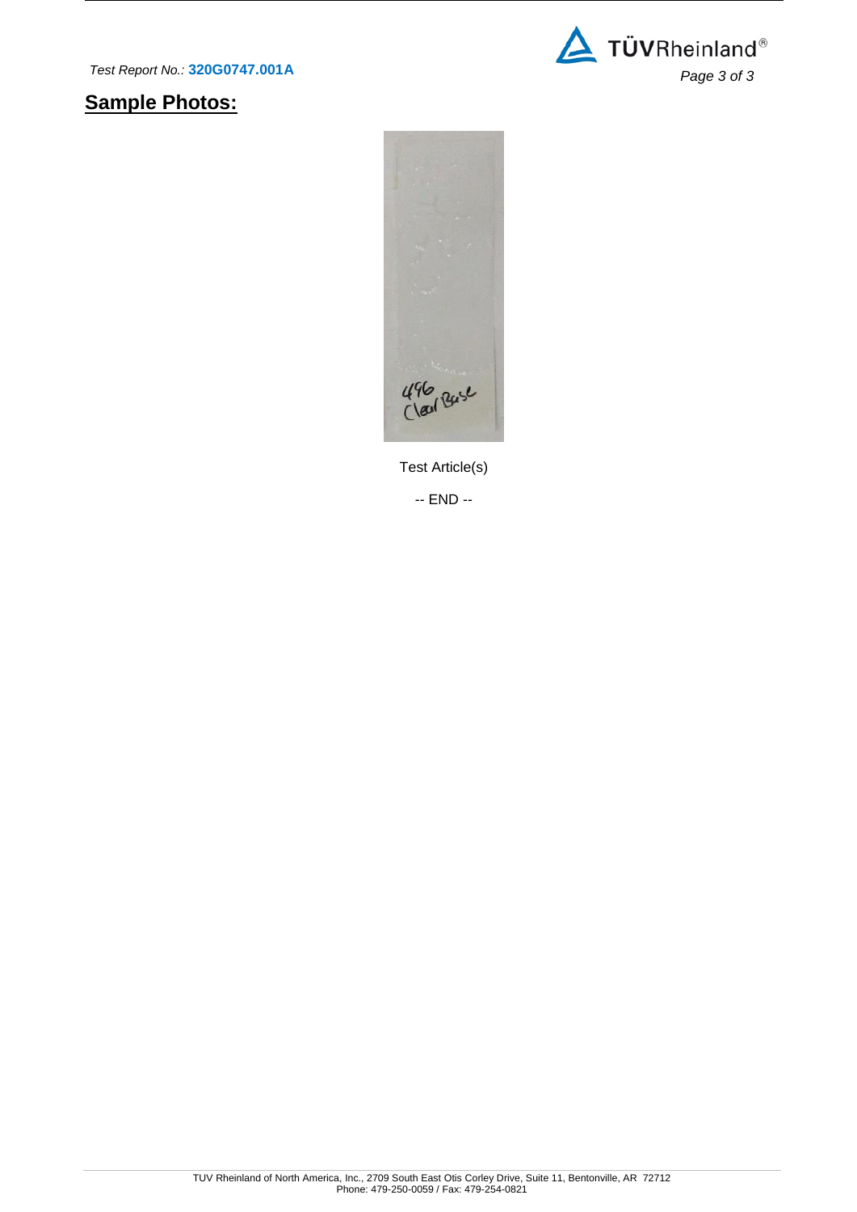## Sample Photos:

Test Article(s)

-- END --